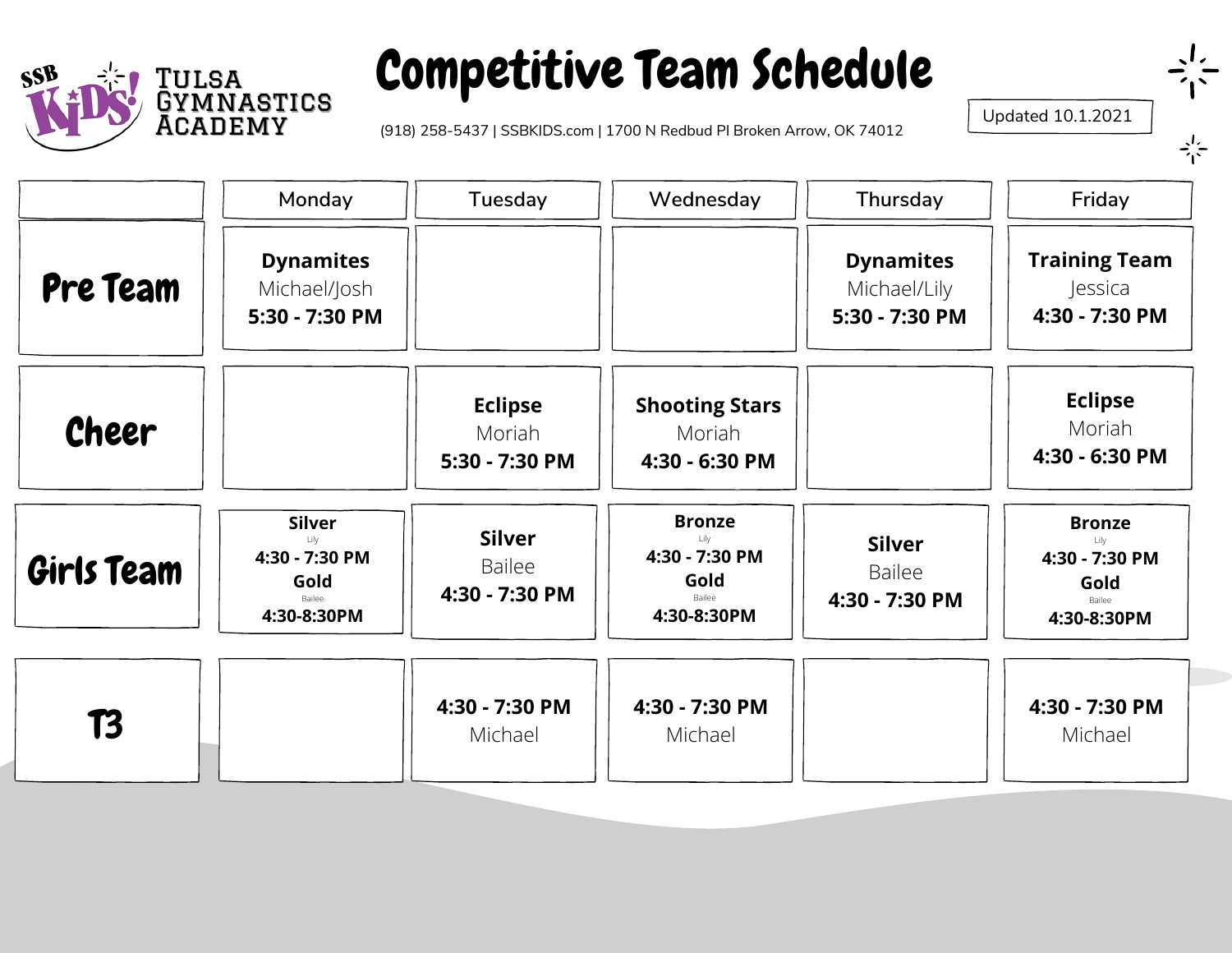SSB KIDS! TULSA GYMNASTICS ACADEMY

# Competitive Team Schedule

(918) 258-5437 | SSBKIDS.com | 1700 N Redbud Pl Broken Arrow, OK 74012

Updated 10.1.2021

| | Monday | Tuesday | Wednesday | Thursday | Friday |
|---|---|---|---|---|---|
| **Pre Team** | **Dynamites** Michael/Josh **5:30 - 7:30 PM** | | | **Dynamites** Michael/Lily **5:30 - 7:30 PM** | **Training Team** Jessica **4:30 - 7:30 PM** |
| **Cheer** | | **Eclipse** Moriah **5:30 - 7:30 PM** | **Shooting Stars** Moriah **4:30 - 6:30 PM** | | **Eclipse** Moriah **4:30 - 6:30 PM** |
| **Girls Team** | **Silver** Lily **4:30 - 7:30 PM** **Gold** Bailee **4:30-8:30PM** | **Silver** Bailee **4:30 - 7:30 PM** | **Bronze** Lily **4:30 - 7:30 PM** **Gold** Bailee **4:30-8:30PM** | **Silver** Bailee **4:30 - 7:30 PM** | **Bronze** Lily **4:30 - 7:30 PM** **Gold** Bailee **4:30-8:30PM** |
| **T3** | | **4:30 - 7:30 PM** Michael | **4:30 - 7:30 PM** Michael | | **4:30 - 7:30 PM** Michael |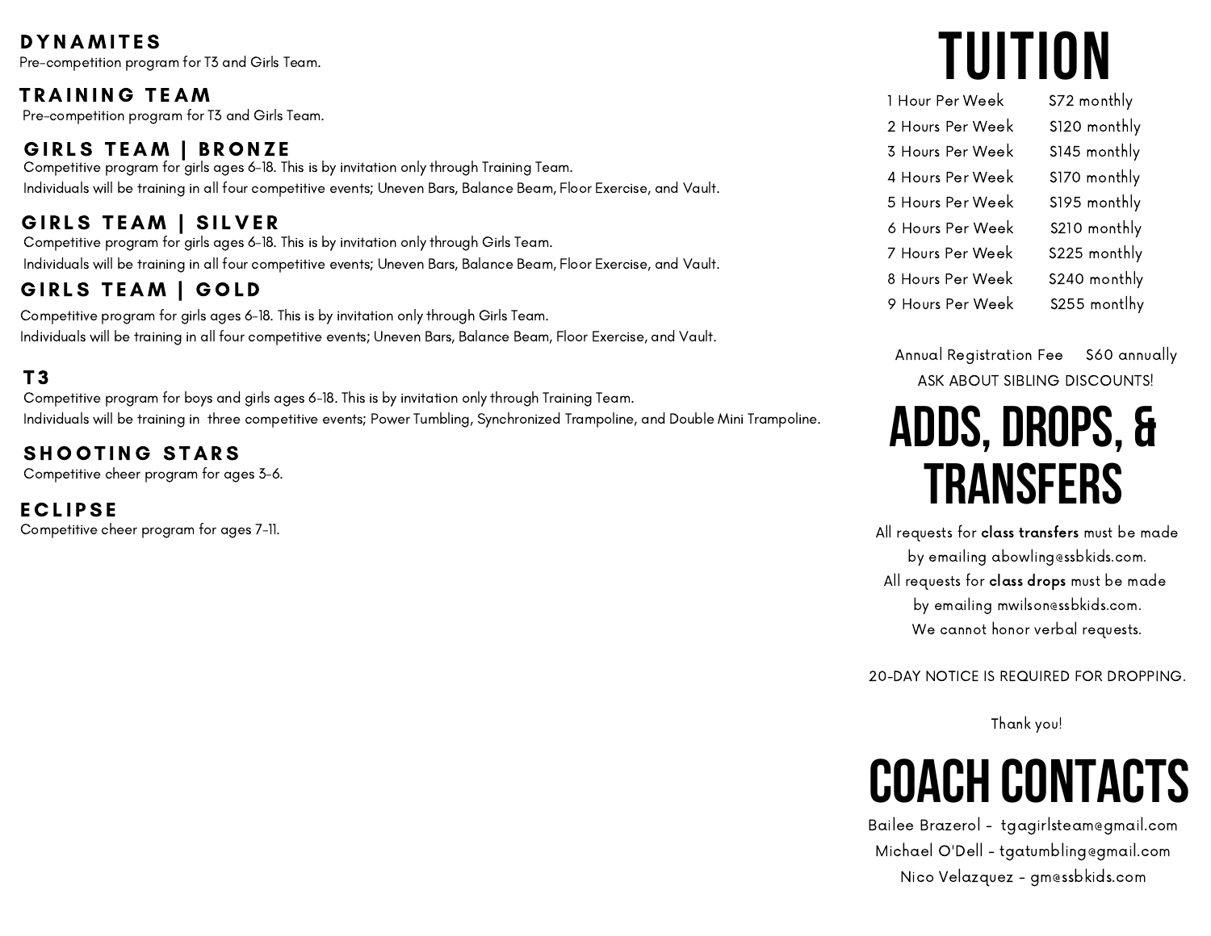## DYNAMITES

Pre-competition program for T3 and Girls Team.

## TRAINING TEAM

Pre-competition program for T3 and Girls Team.

## GIRLS TEAM | BRONZE

Competitive program for girls ages 6-18. This is by invitation only through Training Team.
Individuals will be training in all four competitive events; Uneven Bars, Balance Beam, Floor Exercise, and Vault.

## GIRLS TEAM | SILVER

Competitive program for girls ages 6-18. This is by invitation only through Girls Team.
Individuals will be training in all four competitive events; Uneven Bars, Balance Beam, Floor Exercise, and Vault.

## GIRLS TEAM | GOLD

Competitive program for girls ages 6-18. This is by invitation only through Girls Team.
Individuals will be training in all four competitive events; Uneven Bars, Balance Beam, Floor Exercise, and Vault.

## T3

Competitive program for boys and girls ages 6-18. This is by invitation only through Training Team.
Individuals will be training in three competitive events; Power Tumbling, Synchronized Trampoline, and Double Mini Trampoline.

## SHOOTING STARS

Competitive cheer program for ages 3-6.

## ECLIPSE

Competitive cheer program for ages 7-11.

# TUITION

| | |
|---|---|
| 1 Hour Per Week | $72 monthly |
| 2 Hours Per Week | $120 monthly |
| 3 Hours Per Week | $145 monthly |
| 4 Hours Per Week | $170 monthly |
| 5 Hours Per Week | $195 monthly |
| 6 Hours Per Week | $210 monthly |
| 7 Hours Per Week | $225 monthly |
| 8 Hours Per Week | $240 monthly |
| 9 Hours Per Week | $255 montlhy |

Annual Registration Fee $60 annually

ASK ABOUT SIBLING DISCOUNTS!

# ADDS, DROPS, & TRANSFERS

All requests for **class transfers** must be made by emailing abowling@ssbkids.com.
All requests for **class drops** must be made by emailing mwilson@ssbkids.com.
We cannot honor verbal requests.

20-DAY NOTICE IS REQUIRED FOR DROPPING.

Thank you!

# COACH CONTACTS

Bailee Brazerol - tgagirlsteam@gmail.com
Michael O'Dell - tgatumbling@gmail.com
Nico Velazquez - gm@ssbkids.com